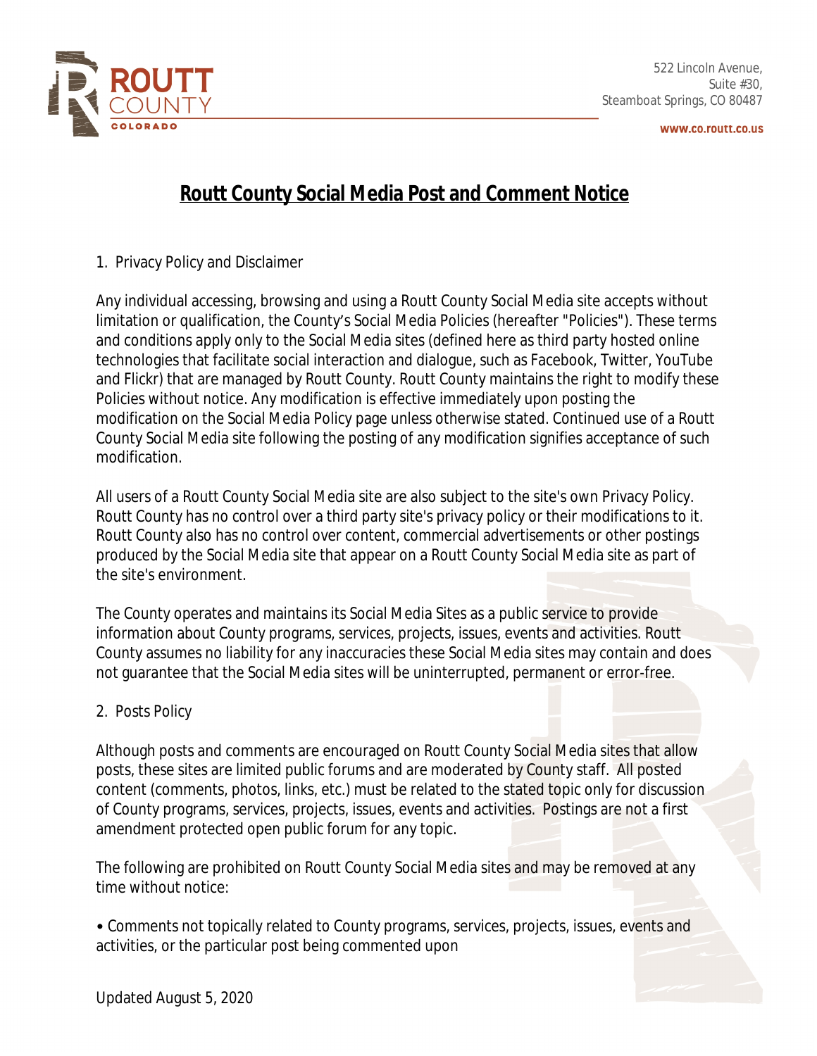522 Lincoln Avenue,
Suite #30,
Steamboat Springs, CO 80487

www.co.routt.co.us

# Routt County Social Media Post and Comment Notice

1. Privacy Policy and Disclaimer

Any individual accessing, browsing and using a Routt County Social Media site accepts without limitation or qualification, the County's Social Media Policies (hereafter "Policies"). These terms and conditions apply only to the Social Media sites (defined here as third party hosted online technologies that facilitate social interaction and dialogue, such as Facebook, Twitter, YouTube and Flickr) that are managed by Routt County. Routt County maintains the right to modify these Policies without notice. Any modification is effective immediately upon posting the modification on the Social Media Policy page unless otherwise stated. Continued use of a Routt County Social Media site following the posting of any modification signifies acceptance of such modification.

All users of a Routt County Social Media site are also subject to the site's own Privacy Policy. Routt County has no control over a third party site's privacy policy or their modifications to it. Routt County also has no control over content, commercial advertisements or other postings produced by the Social Media site that appear on a Routt County Social Media site as part of the site's environment.

The County operates and maintains its Social Media Sites as a public service to provide information about County programs, services, projects, issues, events and activities. Routt County assumes no liability for any inaccuracies these Social Media sites may contain and does not guarantee that the Social Media sites will be uninterrupted, permanent or error-free.

2. Posts Policy

Although posts and comments are encouraged on Routt County Social Media sites that allow posts, these sites are limited public forums and are moderated by County staff. All posted content (comments, photos, links, etc.) must be related to the stated topic only for discussion of County programs, services, projects, issues, events and activities. Postings are not a first amendment protected open public forum for any topic.

The following are prohibited on Routt County Social Media sites and may be removed at any time without notice:

• Comments not topically related to County programs, services, projects, issues, events and activities, or the particular post being commented upon

Updated August 5, 2020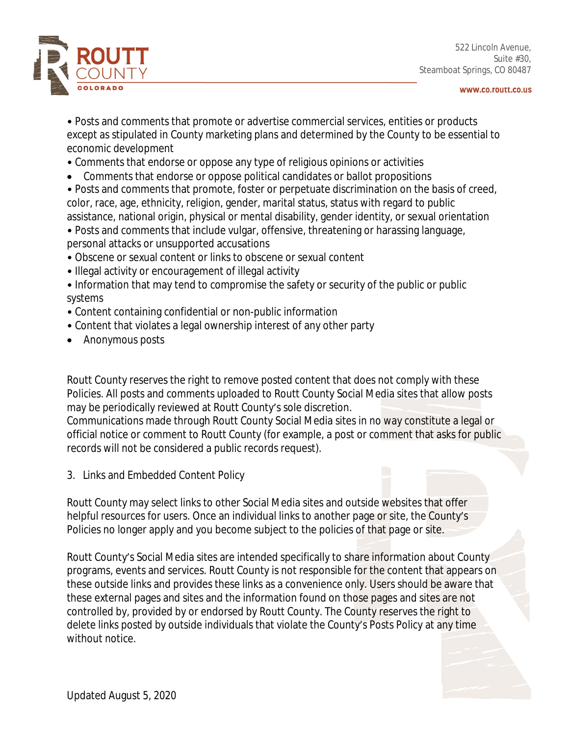- Posts and comments that promote or advertise commercial services, entities or products except as stipulated in County marketing plans and determined by the County to be essential to economic development
- Comments that endorse or oppose any type of religious opinions or activities
- Comments that endorse or oppose political candidates or ballot propositions
- Posts and comments that promote, foster or perpetuate discrimination on the basis of creed, color, race, age, ethnicity, religion, gender, marital status, status with regard to public assistance, national origin, physical or mental disability, gender identity, or sexual orientation
- Posts and comments that include vulgar, offensive, threatening or harassing language, personal attacks or unsupported accusations
- Obscene or sexual content or links to obscene or sexual content
- Illegal activity or encouragement of illegal activity
- Information that may tend to compromise the safety or security of the public or public systems
- Content containing confidential or non-public information
- Content that violates a legal ownership interest of any other party
- Anonymous posts

Routt County reserves the right to remove posted content that does not comply with these Policies. All posts and comments uploaded to Routt County Social Media sites that allow posts may be periodically reviewed at Routt County's sole discretion.
Communications made through Routt County Social Media sites in no way constitute a legal or official notice or comment to Routt County (for example, a post or comment that asks for public records will not be considered a public records request).

3. Links and Embedded Content Policy

Routt County may select links to other Social Media sites and outside websites that offer helpful resources for users. Once an individual links to another page or site, the County's Policies no longer apply and you become subject to the policies of that page or site.

Routt County's Social Media sites are intended specifically to share information about County programs, events and services. Routt County is not responsible for the content that appears on these outside links and provides these links as a convenience only. Users should be aware that these external pages and sites and the information found on those pages and sites are not controlled by, provided by or endorsed by Routt County. The County reserves the right to delete links posted by outside individuals that violate the County's Posts Policy at any time without notice.

Updated August 5, 2020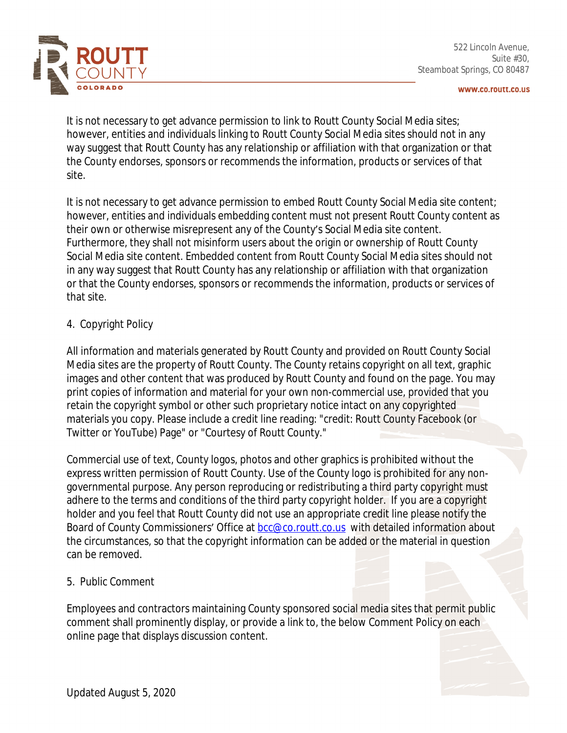It is not necessary to get advance permission to link to Routt County Social Media sites; however, entities and individuals linking to Routt County Social Media sites should not in any way suggest that Routt County has any relationship or affiliation with that organization or that the County endorses, sponsors or recommends the information, products or services of that site.

It is not necessary to get advance permission to embed Routt County Social Media site content; however, entities and individuals embedding content must not present Routt County content as their own or otherwise misrepresent any of the County's Social Media site content. Furthermore, they shall not misinform users about the origin or ownership of Routt County Social Media site content. Embedded content from Routt County Social Media sites should not in any way suggest that Routt County has any relationship or affiliation with that organization or that the County endorses, sponsors or recommends the information, products or services of that site.

## 4. Copyright Policy

All information and materials generated by Routt County and provided on Routt County Social Media sites are the property of Routt County. The County retains copyright on all text, graphic images and other content that was produced by Routt County and found on the page. You may print copies of information and material for your own non-commercial use, provided that you retain the copyright symbol or other such proprietary notice intact on any copyrighted materials you copy. Please include a credit line reading: "credit: Routt County Facebook (or Twitter or YouTube) Page" or "Courtesy of Routt County."

Commercial use of text, County logos, photos and other graphics is prohibited without the express written permission of Routt County. Use of the County logo is prohibited for any non-governmental purpose. Any person reproducing or redistributing a third party copyright must adhere to the terms and conditions of the third party copyright holder. If you are a copyright holder and you feel that Routt County did not use an appropriate credit line please notify the Board of County Commissioners' Office at bcc@co.routt.co.us with detailed information about the circumstances, so that the copyright information can be added or the material in question can be removed.

## 5. Public Comment

Employees and contractors maintaining County sponsored social media sites that permit public comment shall prominently display, or provide a link to, the below Comment Policy on each online page that displays discussion content.

Updated August 5, 2020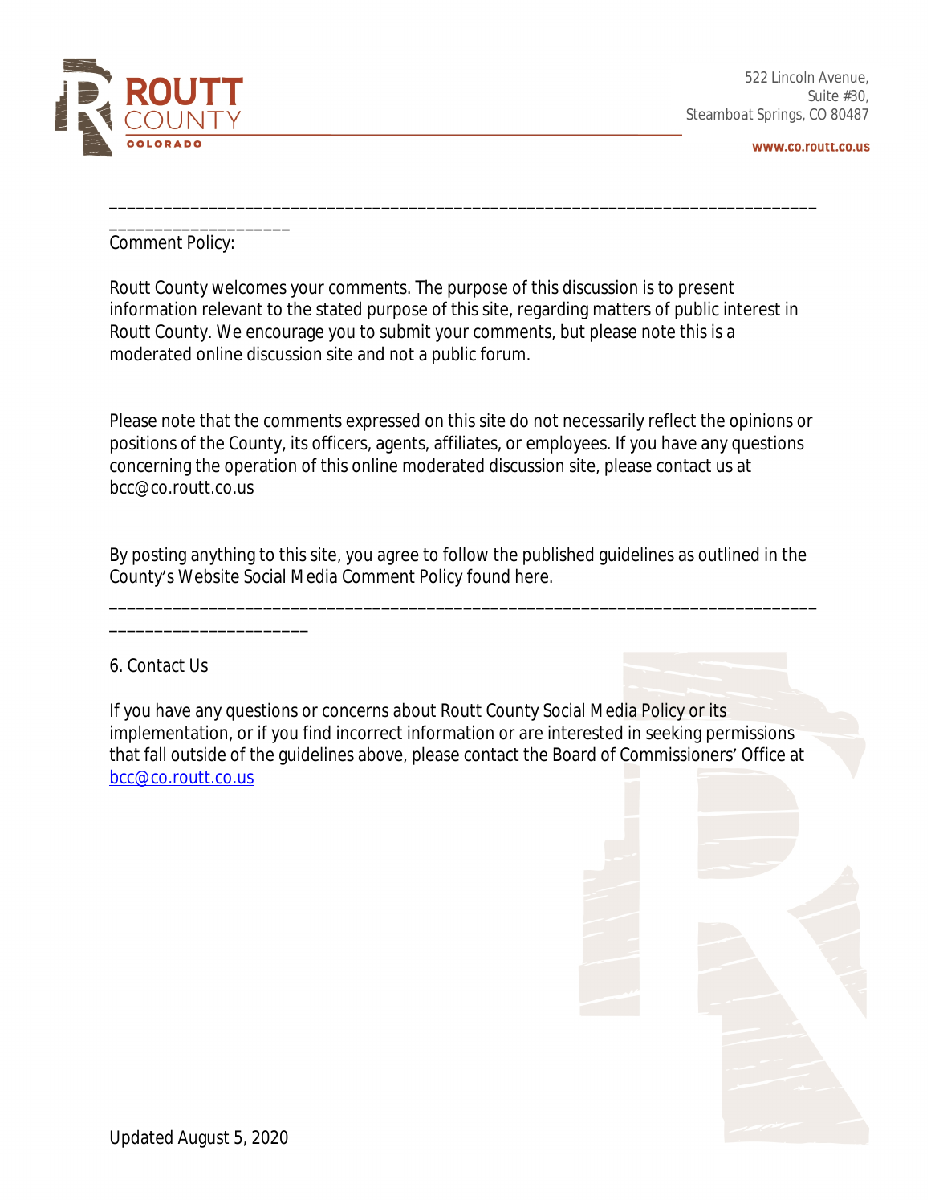Comment Policy:

Routt County welcomes your comments. The purpose of this discussion is to present information relevant to the stated purpose of this site, regarding matters of public interest in Routt County. We encourage you to submit your comments, but please note this is a moderated online discussion site and not a public forum.

Please note that the comments expressed on this site do not necessarily reflect the opinions or positions of the County, its officers, agents, affiliates, or employees. If you have any questions concerning the operation of this online moderated discussion site, please contact us at bcc@co.routt.co.us

By posting anything to this site, you agree to follow the published guidelines as outlined in the County's Website Social Media Comment Policy found here.

---

## 6. Contact Us

If you have any questions or concerns about Routt County Social Media Policy or its implementation, or if you find incorrect information or are interested in seeking permissions that fall outside of the guidelines above, please contact the Board of Commissioners' Office at bcc@co.routt.co.us

Updated August 5, 2020